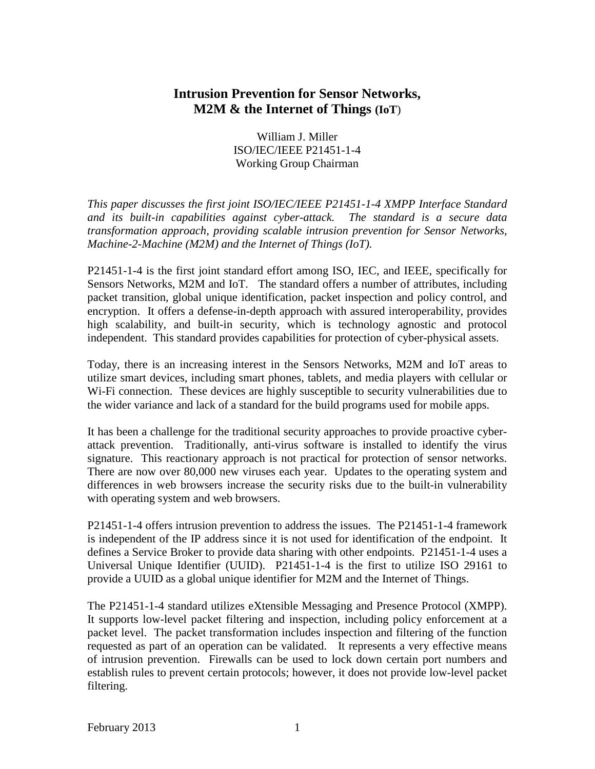# Intrusion Prevention for Sensor Networks, M2M & the Internet of Things (IoT)

William J. Miller
ISO/IEC/IEEE P21451-1-4
Working Group Chairman

*This paper discusses the first joint ISO/IEC/IEEE P21451-1-4 XMPP Interface Standard and its built-in capabilities against cyber-attack. The standard is a secure data transformation approach, providing scalable intrusion prevention for Sensor Networks, Machine-2-Machine (M2M) and the Internet of Things (IoT).*

P21451-1-4 is the first joint standard effort among ISO, IEC, and IEEE, specifically for Sensors Networks, M2M and IoT. The standard offers a number of attributes, including packet transition, global unique identification, packet inspection and policy control, and encryption. It offers a defense-in-depth approach with assured interoperability, provides high scalability, and built-in security, which is technology agnostic and protocol independent. This standard provides capabilities for protection of cyber-physical assets.

Today, there is an increasing interest in the Sensors Networks, M2M and IoT areas to utilize smart devices, including smart phones, tablets, and media players with cellular or Wi-Fi connection. These devices are highly susceptible to security vulnerabilities due to the wider variance and lack of a standard for the build programs used for mobile apps.

It has been a challenge for the traditional security approaches to provide proactive cyber-attack prevention. Traditionally, anti-virus software is installed to identify the virus signature. This reactionary approach is not practical for protection of sensor networks. There are now over 80,000 new viruses each year. Updates to the operating system and differences in web browsers increase the security risks due to the built-in vulnerability with operating system and web browsers.

P21451-1-4 offers intrusion prevention to address the issues. The P21451-1-4 framework is independent of the IP address since it is not used for identification of the endpoint. It defines a Service Broker to provide data sharing with other endpoints. P21451-1-4 uses a Universal Unique Identifier (UUID). P21451-1-4 is the first to utilize ISO 29161 to provide a UUID as a global unique identifier for M2M and the Internet of Things.

The P21451-1-4 standard utilizes eXtensible Messaging and Presence Protocol (XMPP). It supports low-level packet filtering and inspection, including policy enforcement at a packet level. The packet transformation includes inspection and filtering of the function requested as part of an operation can be validated. It represents a very effective means of intrusion prevention. Firewalls can be used to lock down certain port numbers and establish rules to prevent certain protocols; however, it does not provide low-level packet filtering.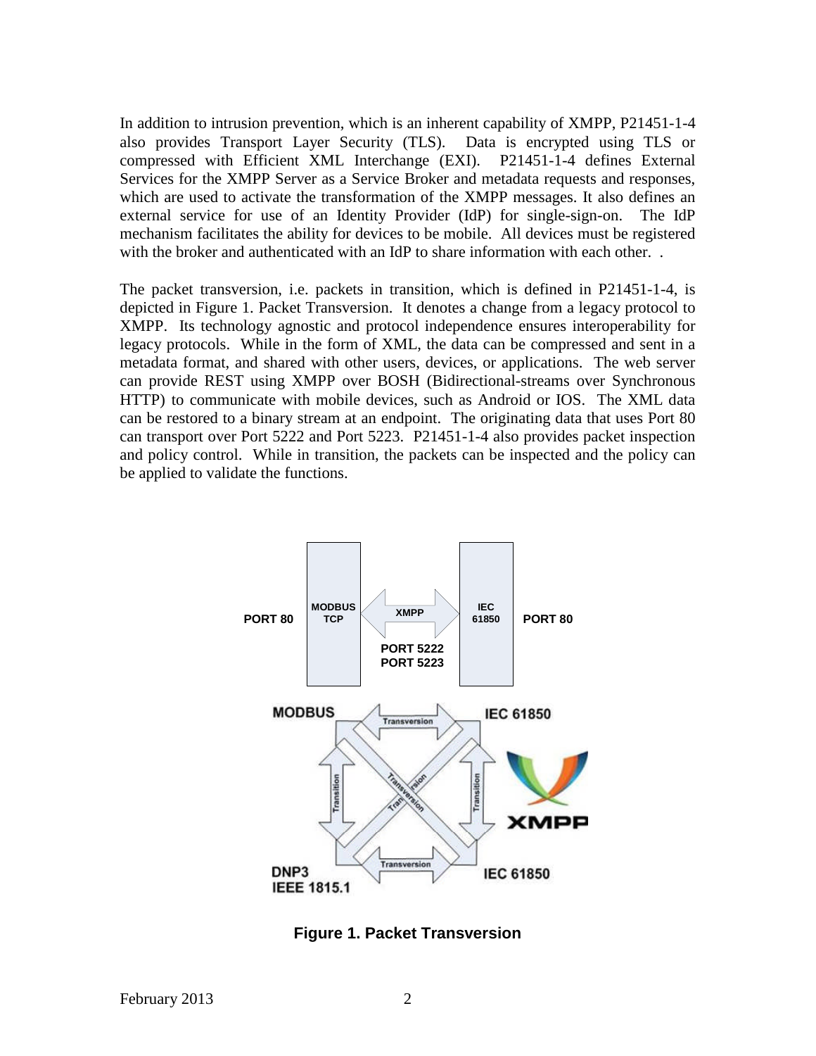In addition to intrusion prevention, which is an inherent capability of XMPP, P21451-1-4 also provides Transport Layer Security (TLS). Data is encrypted using TLS or compressed with Efficient XML Interchange (EXI). P21451-1-4 defines External Services for the XMPP Server as a Service Broker and metadata requests and responses, which are used to activate the transformation of the XMPP messages. It also defines an external service for use of an Identity Provider (IdP) for single-sign-on. The IdP mechanism facilitates the ability for devices to be mobile. All devices must be registered with the broker and authenticated with an IdP to share information with each other. .

The packet transversion, i.e. packets in transition, which is defined in P21451-1-4, is depicted in Figure 1. Packet Transversion. It denotes a change from a legacy protocol to XMPP. Its technology agnostic and protocol independence ensures interoperability for legacy protocols. While in the form of XML, the data can be compressed and sent in a metadata format, and shared with other users, devices, or applications. The web server can provide REST using XMPP over BOSH (Bidirectional-streams over Synchronous HTTP) to communicate with mobile devices, such as Android or IOS. The XML data can be restored to a binary stream at an endpoint. The originating data that uses Port 80 can transport over Port 5222 and Port 5223. P21451-1-4 also provides packet inspection and policy control. While in transition, the packets can be inspected and the policy can be applied to validate the functions.

**Figure 1. Packet Transversion**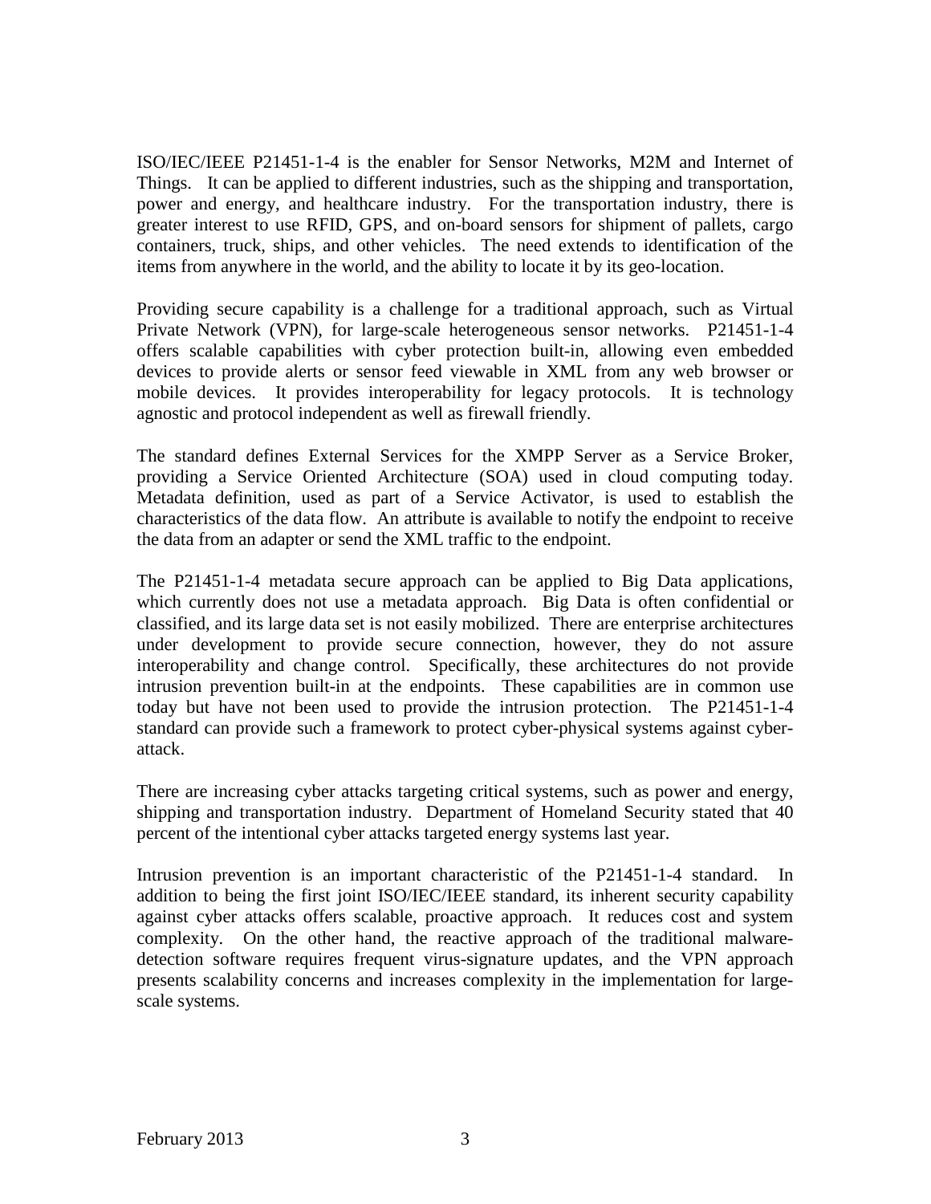ISO/IEC/IEEE P21451-1-4 is the enabler for Sensor Networks, M2M and Internet of Things. It can be applied to different industries, such as the shipping and transportation, power and energy, and healthcare industry. For the transportation industry, there is greater interest to use RFID, GPS, and on-board sensors for shipment of pallets, cargo containers, truck, ships, and other vehicles. The need extends to identification of the items from anywhere in the world, and the ability to locate it by its geo-location.

Providing secure capability is a challenge for a traditional approach, such as Virtual Private Network (VPN), for large-scale heterogeneous sensor networks. P21451-1-4 offers scalable capabilities with cyber protection built-in, allowing even embedded devices to provide alerts or sensor feed viewable in XML from any web browser or mobile devices. It provides interoperability for legacy protocols. It is technology agnostic and protocol independent as well as firewall friendly.

The standard defines External Services for the XMPP Server as a Service Broker, providing a Service Oriented Architecture (SOA) used in cloud computing today. Metadata definition, used as part of a Service Activator, is used to establish the characteristics of the data flow. An attribute is available to notify the endpoint to receive the data from an adapter or send the XML traffic to the endpoint.

The P21451-1-4 metadata secure approach can be applied to Big Data applications, which currently does not use a metadata approach. Big Data is often confidential or classified, and its large data set is not easily mobilized. There are enterprise architectures under development to provide secure connection, however, they do not assure interoperability and change control. Specifically, these architectures do not provide intrusion prevention built-in at the endpoints. These capabilities are in common use today but have not been used to provide the intrusion protection. The P21451-1-4 standard can provide such a framework to protect cyber-physical systems against cyber-attack.

There are increasing cyber attacks targeting critical systems, such as power and energy, shipping and transportation industry. Department of Homeland Security stated that 40 percent of the intentional cyber attacks targeted energy systems last year.

Intrusion prevention is an important characteristic of the P21451-1-4 standard. In addition to being the first joint ISO/IEC/IEEE standard, its inherent security capability against cyber attacks offers scalable, proactive approach. It reduces cost and system complexity. On the other hand, the reactive approach of the traditional malware-detection software requires frequent virus-signature updates, and the VPN approach presents scalability concerns and increases complexity in the implementation for large-scale systems.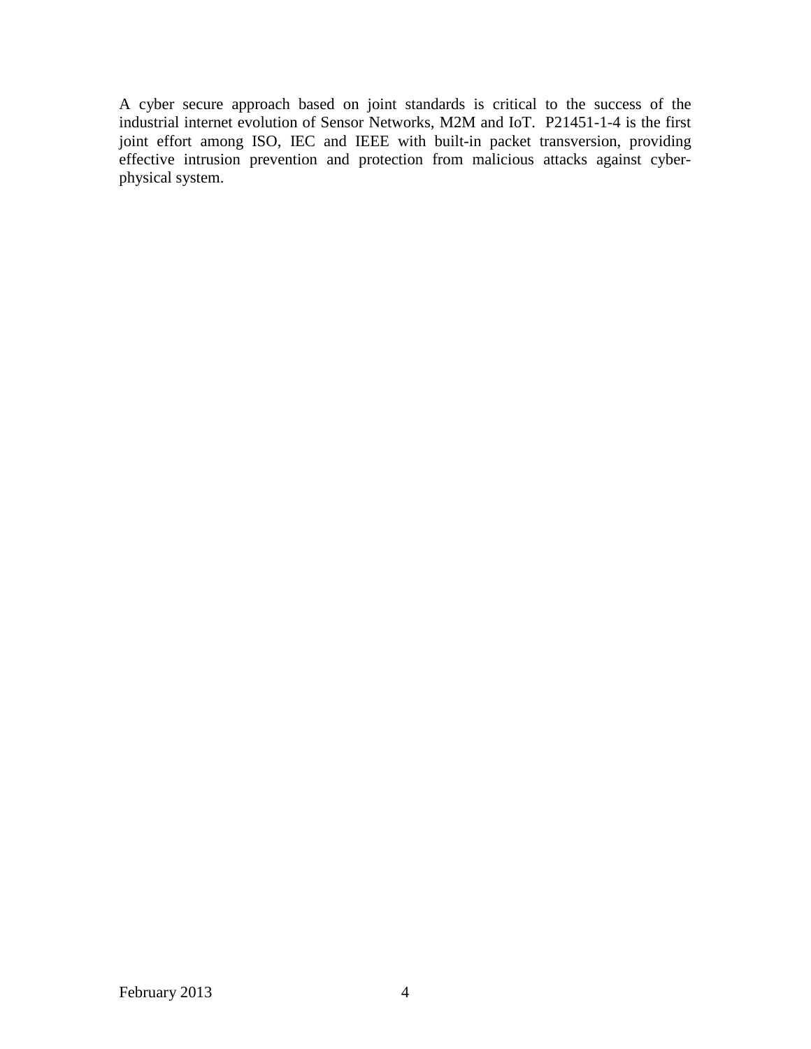A cyber secure approach based on joint standards is critical to the success of the industrial internet evolution of Sensor Networks, M2M and IoT. P21451-1-4 is the first joint effort among ISO, IEC and IEEE with built-in packet transversion, providing effective intrusion prevention and protection from malicious attacks against cyber-physical system.